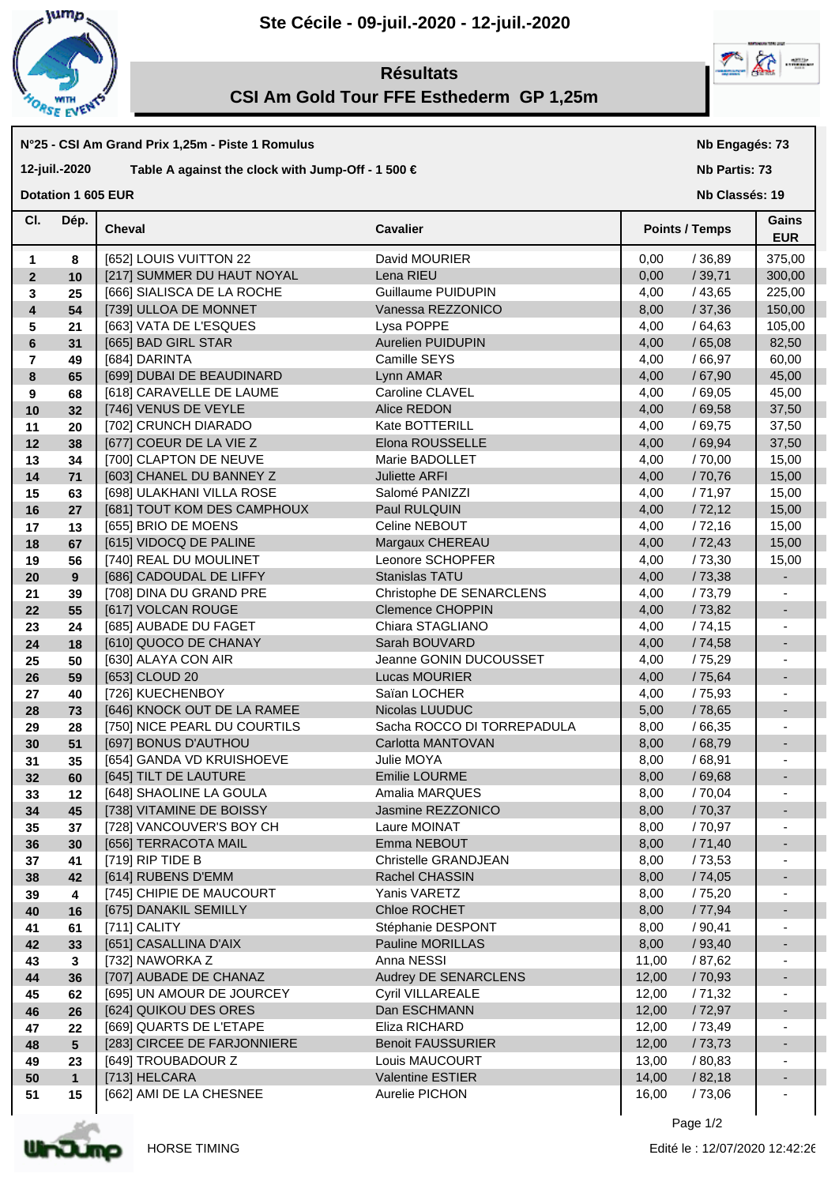# Ste Cécile - 09-juil.-2020 - 12-juil.-2020

## Résultats
## CSI Am Gold Tour FFE Esthederm GP 1,25m

**N°25 - CSI Am Grand Prix 1,25m - Piste 1 Romulus** — **Nb Engagés: 73**

**12-juil.-2020** — **Table A against the clock with Jump-Off - 1 500 €** — **Nb Partis: 73**

**Dotation 1 605 EUR** — **Nb Classés: 19**

| Cl. | Dép. | Cheval | Cavalier | Points | Temps | Gains EUR |
|---|---|---|---|---|---|---|
| 1 | 8 | [652] LOUIS VUITTON 22 | David MOURIER | 0,00 | / 36,89 | 375,00 |
| 2 | 10 | [217] SUMMER DU HAUT NOYAL | Lena RIEU | 0,00 | / 39,71 | 300,00 |
| 3 | 25 | [666] SIALISCA DE LA ROCHE | Guillaume PUIDUPIN | 4,00 | / 43,65 | 225,00 |
| 4 | 54 | [739] ULLOA DE MONNET | Vanessa REZZONICO | 8,00 | / 37,36 | 150,00 |
| 5 | 21 | [663] VATA DE L'ESQUES | Lysa POPPE | 4,00 | / 64,63 | 105,00 |
| 6 | 31 | [665] BAD GIRL STAR | Aurelien PUIDUPIN | 4,00 | / 65,08 | 82,50 |
| 7 | 49 | [684] DARINTA | Camille SEYS | 4,00 | / 66,97 | 60,00 |
| 8 | 65 | [699] DUBAI DE BEAUDINARD | Lynn AMAR | 4,00 | / 67,90 | 45,00 |
| 9 | 68 | [618] CARAVELLE DE LAUME | Caroline CLAVEL | 4,00 | / 69,05 | 45,00 |
| 10 | 32 | [746] VENUS DE VEYLE | Alice REDON | 4,00 | / 69,58 | 37,50 |
| 11 | 20 | [702] CRUNCH DIARADO | Kate BOTTERILL | 4,00 | / 69,75 | 37,50 |
| 12 | 38 | [677] COEUR DE LA VIE Z | Elona ROUSSELLE | 4,00 | / 69,94 | 37,50 |
| 13 | 34 | [700] CLAPTON DE NEUVE | Marie BADOLLET | 4,00 | / 70,00 | 15,00 |
| 14 | 71 | [603] CHANEL DU BANNEY Z | Juliette ARFI | 4,00 | / 70,76 | 15,00 |
| 15 | 63 | [698] ULAKHANI VILLA ROSE | Salomé PANIZZI | 4,00 | / 71,97 | 15,00 |
| 16 | 27 | [681] TOUT KOM DES CAMPHOUX | Paul RULQUIN | 4,00 | / 72,12 | 15,00 |
| 17 | 13 | [655] BRIO DE MOENS | Celine NEBOUT | 4,00 | / 72,16 | 15,00 |
| 18 | 67 | [615] VIDOCQ DE PALINE | Margaux CHEREAU | 4,00 | / 72,43 | 15,00 |
| 19 | 56 | [740] REAL DU MOULINET | Leonore SCHOPFER | 4,00 | / 73,30 | 15,00 |
| 20 | 9 | [686] CADOUDAL DE LIFFY | Stanislas TATU | 4,00 | / 73,38 | - |
| 21 | 39 | [708] DINA DU GRAND PRE | Christophe DE SENARCLENS | 4,00 | / 73,79 | - |
| 22 | 55 | [617] VOLCAN ROUGE | Clemence CHOPPIN | 4,00 | / 73,82 | - |
| 23 | 24 | [685] AUBADE DU FAGET | Chiara STAGLIANO | 4,00 | / 74,15 | - |
| 24 | 18 | [610] QUOCO DE CHANAY | Sarah BOUVARD | 4,00 | / 74,58 | - |
| 25 | 50 | [630] ALAYA CON AIR | Jeanne GONIN DUCOUSSET | 4,00 | / 75,29 | - |
| 26 | 59 | [653] CLOUD 20 | Lucas MOURIER | 4,00 | / 75,64 | - |
| 27 | 40 | [726] KUECHENBOY | Saïan LOCHER | 4,00 | / 75,93 | - |
| 28 | 73 | [646] KNOCK OUT DE LA RAMEE | Nicolas LUUDUC | 5,00 | / 78,65 | - |
| 29 | 28 | [750] NICE PEARL DU COURTILS | Sacha ROCCO DI TORREPADULA | 8,00 | / 66,35 | - |
| 30 | 51 | [697] BONUS D'AUTHOU | Carlotta MANTOVAN | 8,00 | / 68,79 | - |
| 31 | 35 | [654] GANDA VD KRUISHOEVE | Julie MOYA | 8,00 | / 68,91 | - |
| 32 | 60 | [645] TILT DE LAUTURE | Emilie LOURME | 8,00 | / 69,68 | - |
| 33 | 12 | [648] SHAOLINE LA GOULA | Amalia MARQUES | 8,00 | / 70,04 | - |
| 34 | 45 | [738] VITAMINE DE BOISSY | Jasmine REZZONICO | 8,00 | / 70,37 | - |
| 35 | 37 | [728] VANCOUVER'S BOY CH | Laure MOINAT | 8,00 | / 70,97 | - |
| 36 | 30 | [656] TERRACOTA MAIL | Emma NEBOUT | 8,00 | / 71,40 | - |
| 37 | 41 | [719] RIP TIDE B | Christelle GRANDJEAN | 8,00 | / 73,53 | - |
| 38 | 42 | [614] RUBENS D'EMM | Rachel CHASSIN | 8,00 | / 74,05 | - |
| 39 | 4 | [745] CHIPIE DE MAUCOURT | Yanis VARETZ | 8,00 | / 75,20 | - |
| 40 | 16 | [675] DANAKIL SEMILLY | Chloe ROCHET | 8,00 | / 77,94 | - |
| 41 | 61 | [711] CALITY | Stéphanie DESPONT | 8,00 | / 90,41 | - |
| 42 | 33 | [651] CASALLINA D'AIX | Pauline MORILLAS | 8,00 | / 93,40 | - |
| 43 | 3 | [732] NAWORKA Z | Anna NESSI | 11,00 | / 87,62 | - |
| 44 | 36 | [707] AUBADE DE CHANAZ | Audrey DE SENARCLENS | 12,00 | / 70,93 | - |
| 45 | 62 | [695] UN AMOUR DE JOURCEY | Cyril VILLAREALE | 12,00 | / 71,32 | - |
| 46 | 26 | [624] QUIKOU DES ORES | Dan ESCHMANN | 12,00 | / 72,97 | - |
| 47 | 22 | [669] QUARTS DE L'ETAPE | Eliza RICHARD | 12,00 | / 73,49 | - |
| 48 | 5 | [283] CIRCEE DE FARJONNIERE | Benoit FAUSSURIER | 12,00 | / 73,73 | - |
| 49 | 23 | [649] TROUBADOUR Z | Louis MAUCOURT | 13,00 | / 80,83 | - |
| 50 | 1 | [713] HELCARA | Valentine ESTIER | 14,00 | / 82,18 | - |
| 51 | 15 | [662] AMI DE LA CHESNEE | Aurelie PICHON | 16,00 | / 73,06 | - |

HORSE TIMING

Edité le : 12/07/2020 12:42:26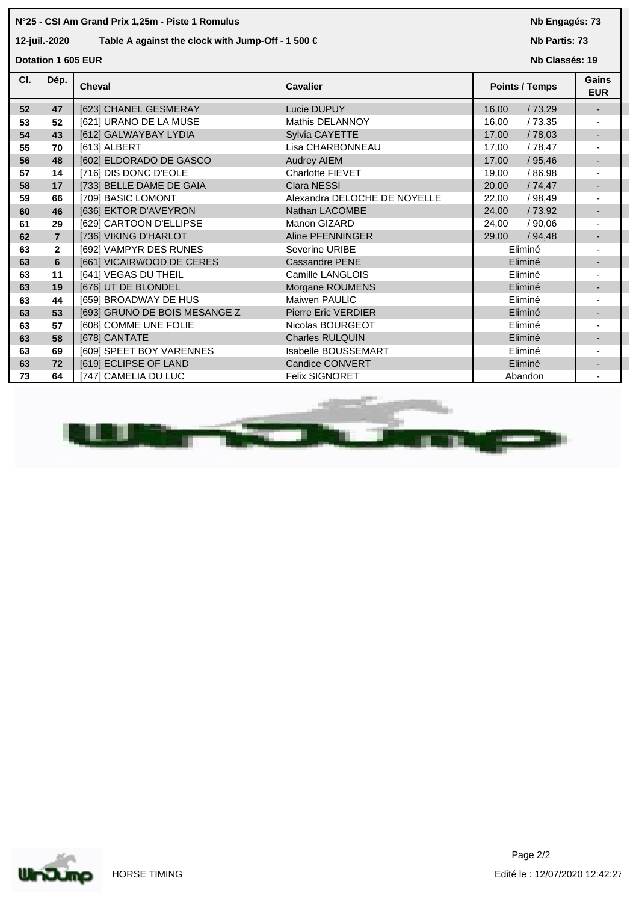**N°25 - CSI Am Grand Prix 1,25m - Piste 1 Romulus**

**12-juil.-2020** **Table A against the clock with Jump-Off - 1 500 €**

**Dotation 1 605 EUR**

**Nb Engagés: 73**

**Nb Partis: 73**

**Nb Classés: 19**

| Cl. | Dép. | Cheval | Cavalier | Points / Temps | Gains EUR |
|---|---|---|---|---|---|
| 52 | 47 | [623] CHANEL GESMERAY | Lucie DUPUY | 16,00 / 73,29 | - |
| 53 | 52 | [621] URANO DE LA MUSE | Mathis DELANNOY | 16,00 / 73,35 | - |
| 54 | 43 | [612] GALWAYBAY LYDIA | Sylvia CAYETTE | 17,00 / 78,03 | - |
| 55 | 70 | [613] ALBERT | Lisa CHARBONNEAU | 17,00 / 78,47 | - |
| 56 | 48 | [602] ELDORADO DE GASCO | Audrey AIEM | 17,00 / 95,46 | - |
| 57 | 14 | [716] DIS DONC D'EOLE | Charlotte FIEVET | 19,00 / 86,98 | - |
| 58 | 17 | [733] BELLE DAME DE GAIA | Clara NESSI | 20,00 / 74,47 | - |
| 59 | 66 | [709] BASIC LOMONT | Alexandra DELOCHE DE NOYELLE | 22,00 / 98,49 | - |
| 60 | 46 | [636] EKTOR D'AVEYRON | Nathan LACOMBE | 24,00 / 73,92 | - |
| 61 | 29 | [629] CARTOON D'ELLIPSE | Manon GIZARD | 24,00 / 90,06 | - |
| 62 | 7 | [736] VIKING D'HARLOT | Aline PFENNINGER | 29,00 / 94,48 | - |
| 63 | 2 | [692] VAMPYR DES RUNES | Severine URIBE | Eliminé | - |
| 63 | 6 | [661] VICAIRWOOD DE CERES | Cassandre PENE | Eliminé | - |
| 63 | 11 | [641] VEGAS DU THEIL | Camille LANGLOIS | Eliminé | - |
| 63 | 19 | [676] UT DE BLONDEL | Morgane ROUMENS | Eliminé | - |
| 63 | 44 | [659] BROADWAY DE HUS | Maiwen PAULIC | Eliminé | - |
| 63 | 53 | [693] GRUNO DE BOIS MESANGE Z | Pierre Eric VERDIER | Eliminé | - |
| 63 | 57 | [608] COMME UNE FOLIE | Nicolas BOURGEOT | Eliminé | - |
| 63 | 58 | [678] CANTATE | Charles RULQUIN | Eliminé | - |
| 63 | 69 | [609] SPEET BOY VARENNES | Isabelle BOUSSEMART | Eliminé | - |
| 63 | 72 | [619] ECLIPSE OF LAND | Candice CONVERT | Eliminé | - |
| 73 | 64 | [747] CAMELIA DU LUC | Felix SIGNORET | Abandon | - |

HORSE TIMING

Edité le : 12/07/2020 12:42:27